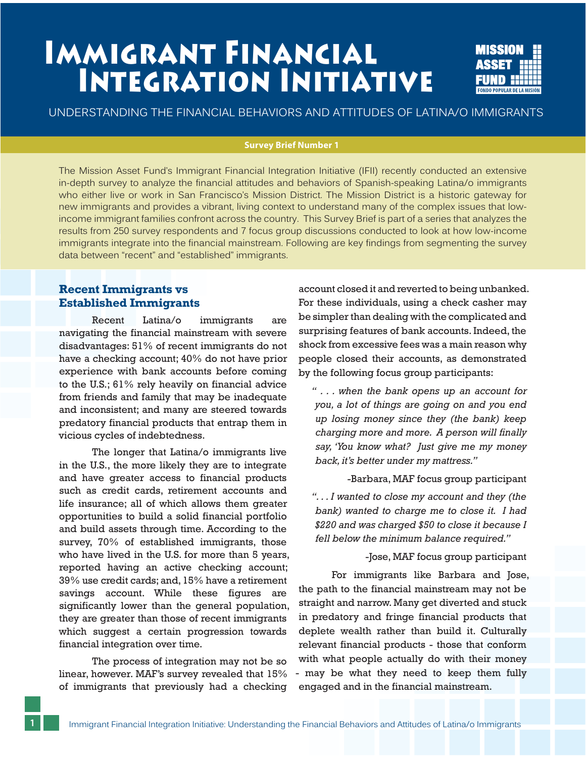# Immigrant Financial Integration Initiative

MISSION ASSET FUND

FONDO POPULAR DE LA MISIÓN

UNDERSTANDING THE FINANCIAL BEHAVIORS AND ATTITUDES OF LATINA/O IMMIGRANTS

**Survey Brief Number 1**

The Mission Asset Fund's Immigrant Financial Integration Initiative (IFII) recently conducted an extensive in-depth survey to analyze the financial attitudes and behaviors of Spanish-speaking Latina/o immigrants who either live or work in San Francisco's Mission District. The Mission District is a historic gateway for new immigrants and provides a vibrant, living context to understand many of the complex issues that low-income immigrant families confront across the country. This Survey Brief is part of a series that analyzes the results from 250 survey respondents and 7 focus group discussions conducted to look at how low-income immigrants integrate into the financial mainstream. Following are key findings from segmenting the survey data between "recent" and "established" immigrants.

## Recent Immigrants vs Established Immigrants

Recent Latina/o immigrants are navigating the financial mainstream with severe disadvantages: 51% of recent immigrants do not have a checking account; 40% do not have prior experience with bank accounts before coming to the U.S.; 61% rely heavily on financial advice from friends and family that may be inadequate and inconsistent; and many are steered towards predatory financial products that entrap them in vicious cycles of indebtedness.

The longer that Latina/o immigrants live in the U.S., the more likely they are to integrate and have greater access to financial products such as credit cards, retirement accounts and life insurance; all of which allows them greater opportunities to build a solid financial portfolio and build assets through time. According to the survey, 70% of established immigrants, those who have lived in the U.S. for more than 5 years, reported having an active checking account; 39% use credit cards; and, 15% have a retirement savings account. While these figures are significantly lower than the general population, they are greater than those of recent immigrants which suggest a certain progression towards financial integration over time.

The process of integration may not be so linear, however. MAF's survey revealed that 15% of immigrants that previously had a checking account closed it and reverted to being unbanked. For these individuals, using a check casher may be simpler than dealing with the complicated and surprising features of bank accounts. Indeed, the shock from excessive fees was a main reason why people closed their accounts, as demonstrated by the following focus group participants:

> *" . . . when the bank opens up an account for you, a lot of things are going on and you end up losing money since they (the bank) keep charging more and more. A person will finally say, 'You know what? Just give me my money back, it's better under my mattress."*
>
> -Barbara, MAF focus group participant

> *". . . I wanted to close my account and they (the bank) wanted to charge me to close it. I had $220 and was charged $50 to close it because I fell below the minimum balance required."*
>
> -Jose, MAF focus group participant

For immigrants like Barbara and Jose, the path to the financial mainstream may not be straight and narrow. Many get diverted and stuck in predatory and fringe financial products that deplete wealth rather than build it. Culturally relevant financial products - those that conform with what people actually do with their money - may be what they need to keep them fully engaged and in the financial mainstream.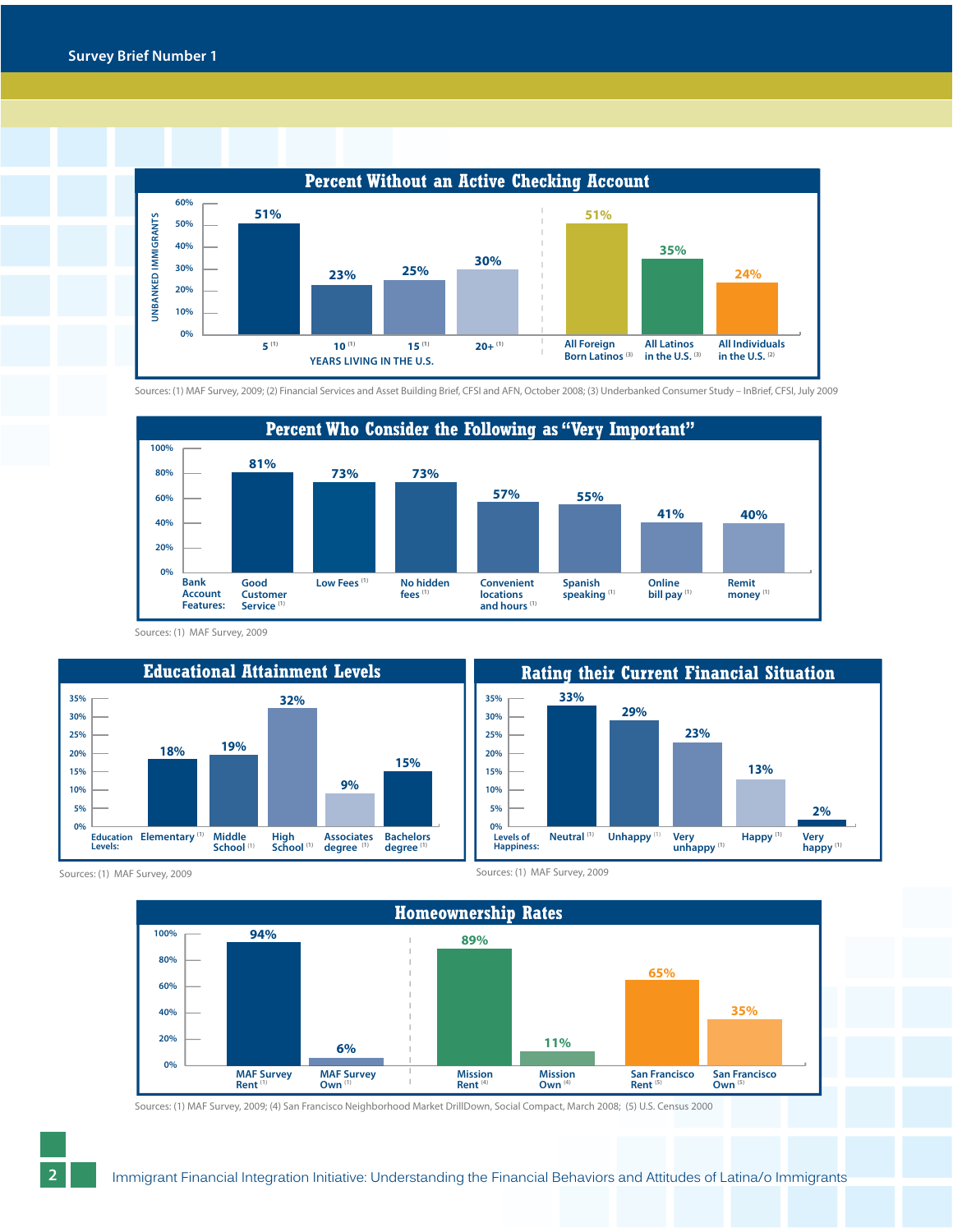## Percent Without an Active Checking Account

UNBANKED IMMIGRANTS

| Years Living in the U.S. | Percent |
|---|---|
| 5 [1] | 51% |
| 10 [1] | 23% |
| 15 [1] | 25% |
| 20+ [1] | 30% |

| Group | Percent |
|---|---|
| All Foreign Born Latinos [3] | 51% |
| All Latinos in the U.S. [3] | 35% |
| All Individuals in the U.S. [2] | 24% |

Sources: (1) MAF Survey, 2009; (2) Financial Services and Asset Building Brief, CFSI and AFN, October 2008; (3) Underbanked Consumer Study – InBrief, CFSI, July 2009

## Percent Who Consider the Following as "Very Important"

| Bank Account Features: | Percent |
|---|---|
| Good Customer Service [1] | 81% |
| Low Fees [1] | 73% |
| No hidden fees [1] | 73% |
| Convenient locations and hours [1] | 57% |
| Spanish speaking [1] | 55% |
| Online bill pay [1] | 41% |
| Remit money [1] | 40% |

Sources: (1) MAF Survey, 2009

## Educational Attainment Levels

| Education Levels: | Percent |
|---|---|
| Elementary [1] | 18% |
| Middle School [1] | 19% |
| High School [1] | 32% |
| Associates degree [1] | 9% |
| Bachelors degree [1] | 15% |

Sources: (1) MAF Survey, 2009

## Rating their Current Financial Situation

| Levels of Happiness: | Percent |
|---|---|
| Neutral [1] | 33% |
| Unhappy [1] | 29% |
| Very unhappy [1] | 23% |
| Happy [1] | 13% |
| Very happy [1] | 2% |

Sources: (1) MAF Survey, 2009

## Homeownership Rates

| Group | Percent |
|---|---|
| MAF Survey Rent [1] | 94% |
| MAF Survey Own [1] | 6% |
| Mission Rent [4] | 89% |
| Mission Own [4] | 11% |
| San Francisco Rent [5] | 65% |
| San Francisco Own [5] | 35% |

Sources: (1) MAF Survey, 2009; (4) San Francisco Neighborhood Market DrillDown, Social Compact, March 2008; (5) U.S. Census 2000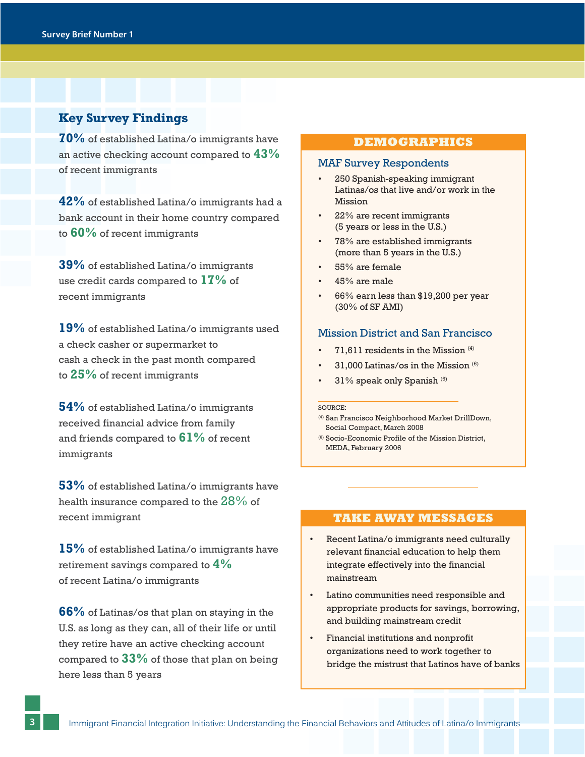## Key Survey Findings

**70%** of established Latina/o immigrants have an active checking account compared to **43%** of recent immigrants

**42%** of established Latina/o immigrants had a bank account in their home country compared to **60%** of recent immigrants

**39%** of established Latina/o immigrants use credit cards compared to **17%** of recent immigrants

**19%** of established Latina/o immigrants used a check casher or supermarket to cash a check in the past month compared to **25%** of recent immigrants

**54%** of established Latina/o immigrants received financial advice from family and friends compared to **61%** of recent immigrants

**53%** of established Latina/o immigrants have health insurance compared to the 28% of recent immigrant

**15%** of established Latina/o immigrants have retirement savings compared to **4%** of recent Latina/o immigrants

**66%** of Latinas/os that plan on staying in the U.S. as long as they can, all of their life or until they retire have an active checking account compared to **33%** of those that plan on being here less than 5 years

## DEMOGRAPHICS

### MAF Survey Respondents

- 250 Spanish-speaking immigrant Latinas/os that live and/or work in the Mission
- 22% are recent immigrants (5 years or less in the U.S.)
- 78% are established immigrants (more than 5 years in the U.S.)
- 55% are female
- 45% are male
- 66% earn less than $19,200 per year (30% of SF AMI)

### Mission District and San Francisco

- 71,611 residents in the Mission [(4)]
- 31,000 Latinas/os in the Mission [(6)]
- 31% speak only Spanish [(6)]

SOURCE:

[(4)] San Francisco Neighborhood Market DrillDown, Social Compact, March 2008

[(6)] Socio-Economic Profile of the Mission District, MEDA, February 2006

## TAKE AWAY MESSAGES

- Recent Latina/o immigrants need culturally relevant financial education to help them integrate effectively into the financial mainstream
- Latino communities need responsible and appropriate products for savings, borrowing, and building mainstream credit
- Financial institutions and nonprofit organizations need to work together to bridge the mistrust that Latinos have of banks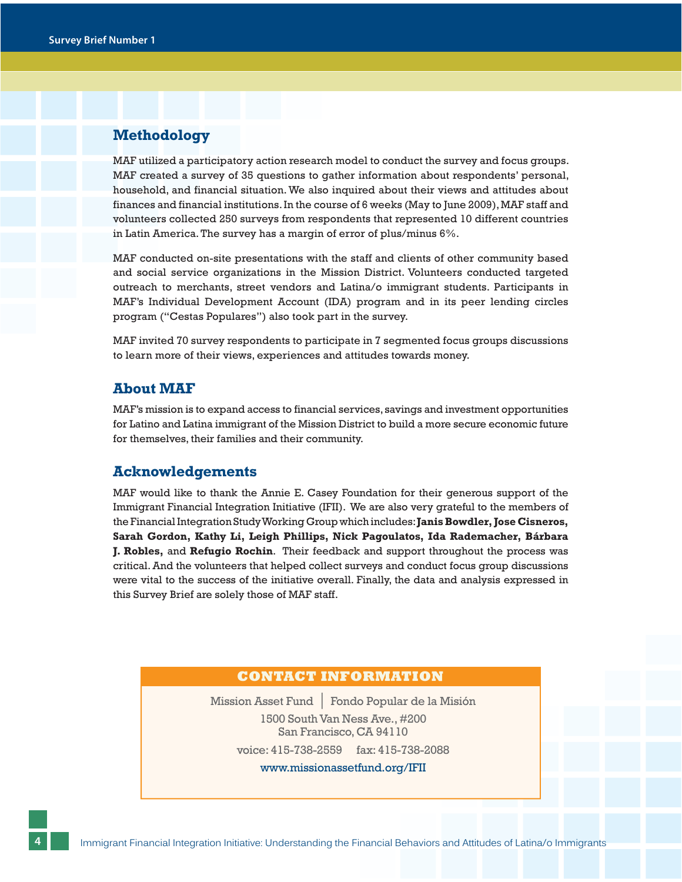## Methodology

MAF utilized a participatory action research model to conduct the survey and focus groups. MAF created a survey of 35 questions to gather information about respondents' personal, household, and financial situation. We also inquired about their views and attitudes about finances and financial institutions. In the course of 6 weeks (May to June 2009), MAF staff and volunteers collected 250 surveys from respondents that represented 10 different countries in Latin America. The survey has a margin of error of plus/minus 6%.

MAF conducted on-site presentations with the staff and clients of other community based and social service organizations in the Mission District. Volunteers conducted targeted outreach to merchants, street vendors and Latina/o immigrant students. Participants in MAF's Individual Development Account (IDA) program and in its peer lending circles program ("Cestas Populares") also took part in the survey.

MAF invited 70 survey respondents to participate in 7 segmented focus groups discussions to learn more of their views, experiences and attitudes towards money.

## About MAF

MAF's mission is to expand access to financial services, savings and investment opportunities for Latino and Latina immigrant of the Mission District to build a more secure economic future for themselves, their families and their community.

## Acknowledgements

MAF would like to thank the Annie E. Casey Foundation for their generous support of the Immigrant Financial Integration Initiative (IFII). We are also very grateful to the members of the Financial Integration Study Working Group which includes: **Janis Bowdler, Jose Cisneros, Sarah Gordon, Kathy Li, Leigh Phillips, Nick Pagoulatos, Ida Rademacher, Bárbara J. Robles,** and **Refugio Rochin**. Their feedback and support throughout the process was critical. And the volunteers that helped collect surveys and conduct focus group discussions were vital to the success of the initiative overall. Finally, the data and analysis expressed in this Survey Brief are solely those of MAF staff.

### CONTACT INFORMATION

Mission Asset Fund | Fondo Popular de la Misión

1500 South Van Ness Ave., #200
San Francisco, CA 94110

voice: 415-738-2559 fax: 415-738-2088

www.missionassetfund.org/IFII